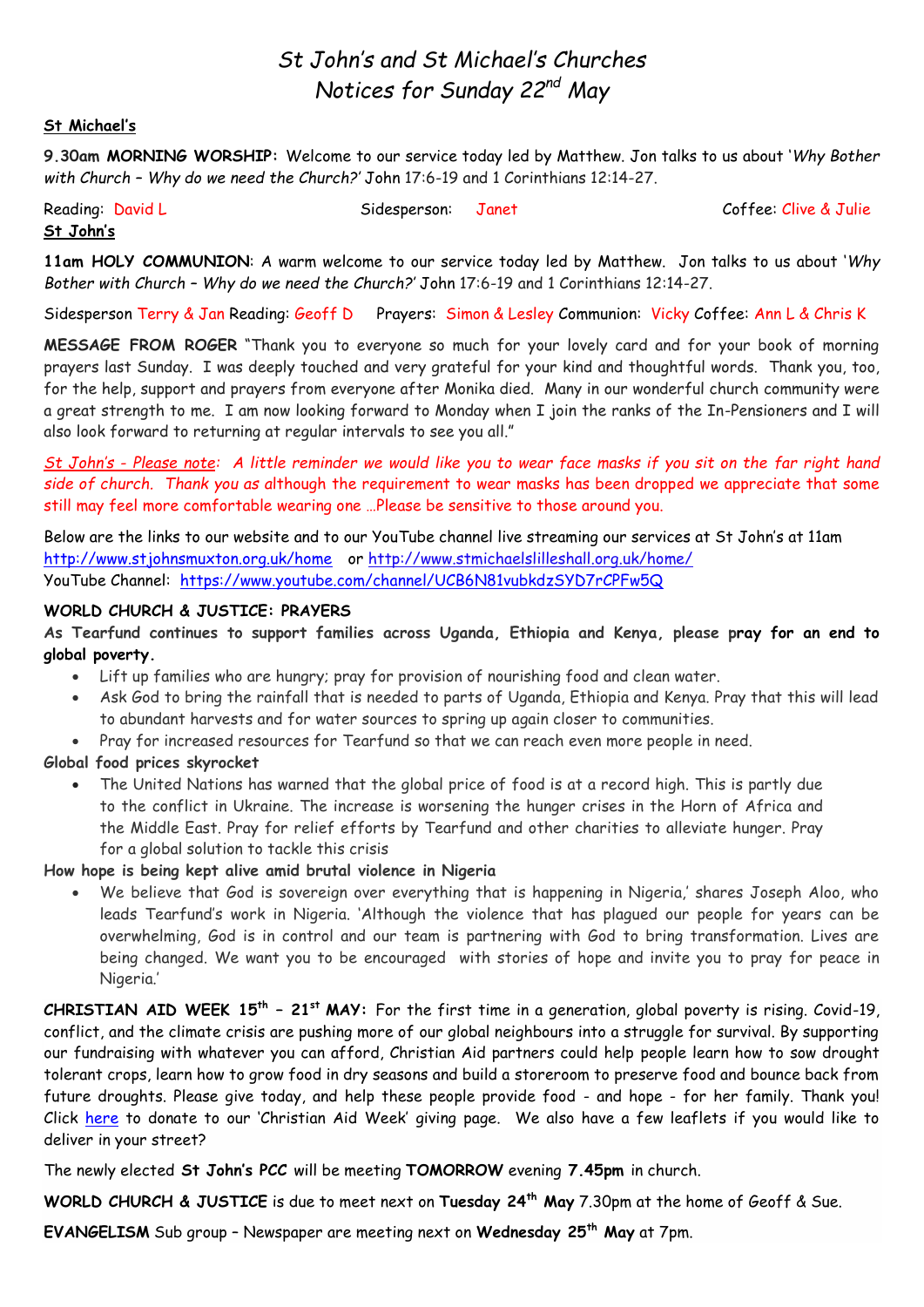# *St John's and St Michael's Churches*
# *Notices for Sunday 22nd May*

**St Michael's**

**9.30am MORNING WORSHIP:** Welcome to our service today led by Matthew. Jon talks to us about '*Why Bother with Church – Why do we need the Church?*' John 17:6-19 and 1 Corinthians 12:14-27.

Reading: David L          Sidesperson: Janet          Coffee: Clive & Julie

**St John's**

**11am HOLY COMMUNION**: A warm welcome to our service today led by Matthew. Jon talks to us about '*Why Bother with Church – Why do we need the Church?*' John 17:6-19 and 1 Corinthians 12:14-27.

Sidesperson Terry & Jan Reading: Geoff D     Prayers: Simon & Lesley Communion: Vicky Coffee: Ann L & Chris K

**MESSAGE FROM ROGER** "Thank you to everyone so much for your lovely card and for your book of morning prayers last Sunday. I was deeply touched and very grateful for your kind and thoughtful words. Thank you, too, for the help, support and prayers from everyone after Monika died. Many in our wonderful church community were a great strength to me. I am now looking forward to Monday when I join the ranks of the In-Pensioners and I will also look forward to returning at regular intervals to see you all."

*St John's - Please note: A little reminder we would like you to wear face masks if you sit on the far right hand side of church. Thank you* as although the requirement to wear masks has been dropped we appreciate that some still may feel more comfortable wearing one …Please be sensitive to those around you.

Below are the links to our website and to our YouTube channel live streaming our services at St John's at 11am
http://www.stjohnsmuxton.org.uk/home or http://www.stmichaelslilleshall.org.uk/home/
YouTube Channel: https://www.youtube.com/channel/UCB6N81vubkdzSYD7rCPFw5Q

**WORLD CHURCH & JUSTICE: PRAYERS**

**As Tearfund continues to support families across Uganda, Ethiopia and Kenya, please pray for an end to global poverty.**

- Lift up families who are hungry; pray for provision of nourishing food and clean water.
- Ask God to bring the rainfall that is needed to parts of Uganda, Ethiopia and Kenya. Pray that this will lead to abundant harvests and for water sources to spring up again closer to communities.
- Pray for increased resources for Tearfund so that we can reach even more people in need.

**Global food prices skyrocket**

- The United Nations has warned that the global price of food is at a record high. This is partly due to the conflict in Ukraine. The increase is worsening the hunger crises in the Horn of Africa and the Middle East. Pray for relief efforts by Tearfund and other charities to alleviate hunger. Pray for a global solution to tackle this crisis

**How hope is being kept alive amid brutal violence in Nigeria**

- We believe that God is sovereign over everything that is happening in Nigeria,' shares Joseph Aloo, who leads Tearfund's work in Nigeria. 'Although the violence that has plagued our people for years can be overwhelming, God is in control and our team is partnering with God to bring transformation. Lives are being changed. We want you to be encouraged with stories of hope and invite you to pray for peace in Nigeria.'

**CHRISTIAN AID WEEK 15th – 21st MAY:** For the first time in a generation, global poverty is rising. Covid-19, conflict, and the climate crisis are pushing more of our global neighbours into a struggle for survival. By supporting our fundraising with whatever you can afford, Christian Aid partners could help people learn how to sow drought tolerant crops, learn how to grow food in dry seasons and build a storeroom to preserve food and bounce back from future droughts. Please give today, and help these people provide food - and hope - for her family. Thank you! Click here to donate to our 'Christian Aid Week' giving page. We also have a few leaflets if you would like to deliver in your street?

The newly elected **St John's PCC** will be meeting **TOMORROW** evening **7.45pm** in church.

**WORLD CHURCH & JUSTICE** is due to meet next on **Tuesday 24th May** 7.30pm at the home of Geoff & Sue.

**EVANGELISM** Sub group – Newspaper are meeting next on **Wednesday 25th May** at 7pm.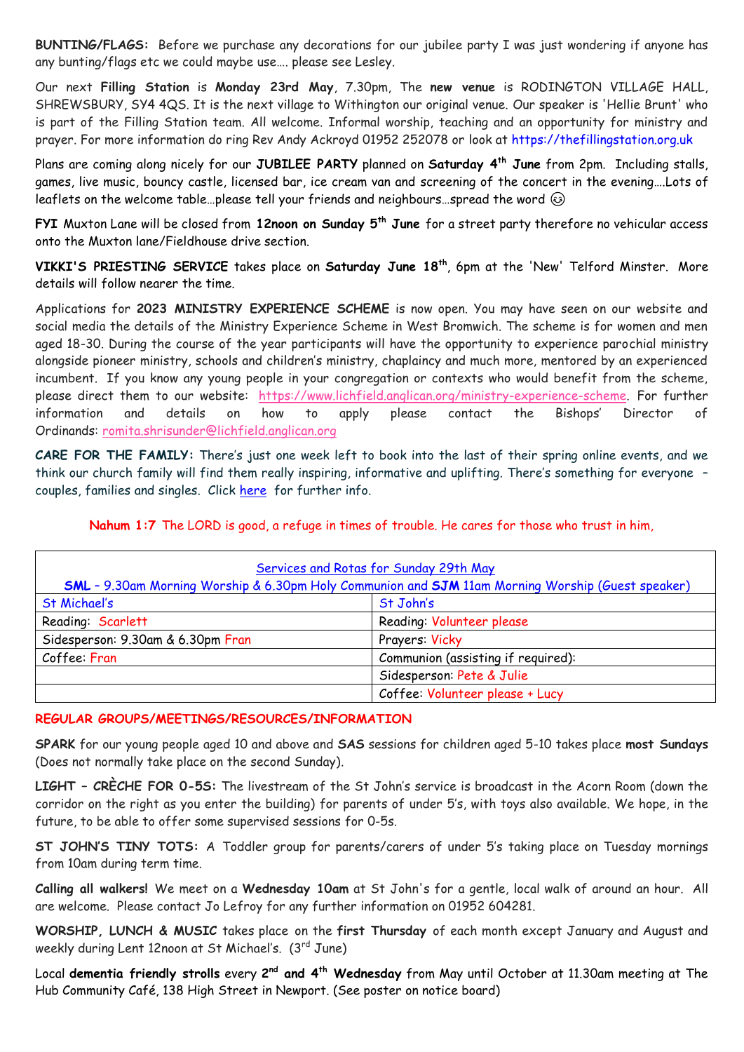**BUNTING/FLAGS:** Before we purchase any decorations for our jubilee party I was just wondering if anyone has any bunting/flags etc we could maybe use…. please see Lesley.

Our next **Filling Station** is **Monday 23rd May**, 7.30pm, The **new venue** is RODINGTON VILLAGE HALL, SHREWSBURY, SY4 4QS. It is the next village to Withington our original venue. Our speaker is 'Hellie Brunt' who is part of the Filling Station team. All welcome. Informal worship, teaching and an opportunity for ministry and prayer. For more information do ring Rev Andy Ackroyd 01952 252078 or look at https://thefillingstation.org.uk

Plans are coming along nicely for our **JUBILEE PARTY** planned on **Saturday 4th June** from 2pm. Including stalls, games, live music, bouncy castle, licensed bar, ice cream van and screening of the concert in the evening….Lots of leaflets on the welcome table…please tell your friends and neighbours…spread the word 😉

**FYI** Muxton Lane will be closed from **12noon on Sunday 5th June** for a street party therefore no vehicular access onto the Muxton lane/Fieldhouse drive section.

**VIKKI'S PRIESTING SERVICE** takes place on **Saturday June 18th**, 6pm at the 'New' Telford Minster. More details will follow nearer the time.

Applications for **2023 MINISTRY EXPERIENCE SCHEME** is now open. You may have seen on our website and social media the details of the Ministry Experience Scheme in West Bromwich. The scheme is for women and men aged 18-30. During the course of the year participants will have the opportunity to experience parochial ministry alongside pioneer ministry, schools and children's ministry, chaplaincy and much more, mentored by an experienced incumbent. If you know any young people in your congregation or contexts who would benefit from the scheme, please direct them to our website: https://www.lichfield.anglican.org/ministry-experience-scheme. For further information and details on how to apply please contact the Bishops' Director of Ordinands: romita.shrisunder@lichfield.anglican.org

**CARE FOR THE FAMILY:** There's just one week left to book into the last of their spring online events, and we think our church family will find them really inspiring, informative and uplifting. There's something for everyone – couples, families and singles. Click here for further info.

**Nahum 1:7** The LORD is good, a refuge in times of trouble. He cares for those who trust in him,

| Services and Rotas for Sunday 29th May<br>**SML** – 9.30am Morning Worship & 6.30pm Holy Communion and **SJM** 11am Morning Worship (Guest speaker) | |
|---|---|
| St Michael's | St John's |
| Reading: Scarlett | Reading: Volunteer please |
| Sidesperson: 9.30am & 6.30pm Fran | Prayers: Vicky |
| Coffee: Fran | Communion (assisting if required): |
| | Sidesperson: Pete & Julie |
| | Coffee: Volunteer please + Lucy |

## REGULAR GROUPS/MEETINGS/RESOURCES/INFORMATION

**SPARK** for our young people aged 10 and above and **SAS** sessions for children aged 5-10 takes place **most Sundays** (Does not normally take place on the second Sunday).

**LIGHT – CRÈCHE FOR 0-5S:** The livestream of the St John's service is broadcast in the Acorn Room (down the corridor on the right as you enter the building) for parents of under 5's, with toys also available. We hope, in the future, to be able to offer some supervised sessions for 0-5s.

**ST JOHN'S TINY TOTS:** A Toddler group for parents/carers of under 5's taking place on Tuesday mornings from 10am during term time.

**Calling all walkers!** We meet on a **Wednesday 10am** at St John's for a gentle, local walk of around an hour. All are welcome. Please contact Jo Lefroy for any further information on 01952 604281.

**WORSHIP, LUNCH & MUSIC** takes place on the **first Thursday** of each month except January and August and weekly during Lent 12noon at St Michael's. (3rd June)

Local **dementia friendly strolls** every **2nd and 4th Wednesday** from May until October at 11.30am meeting at The Hub Community Café, 138 High Street in Newport. (See poster on notice board)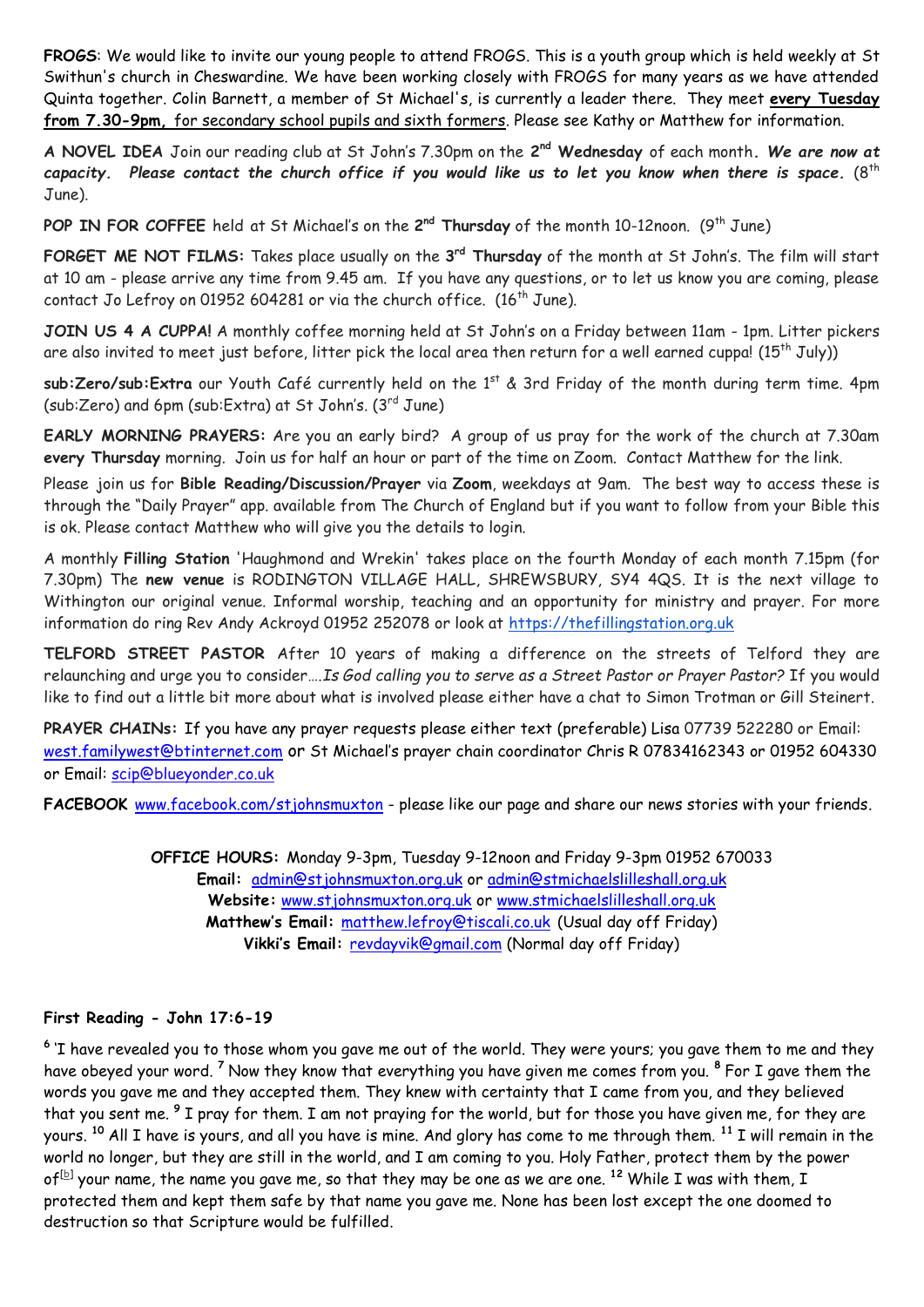**FROGS**: We would like to invite our young people to attend FROGS. This is a youth group which is held weekly at St Swithun's church in Cheswardine. We have been working closely with FROGS for many years as we have attended Quinta together. Colin Barnett, a member of St Michael's, is currently a leader there. They meet **every Tuesday from 7.30-9pm,** for secondary school pupils and sixth formers. Please see Kathy or Matthew for information.

**A NOVEL IDEA** Join our reading club at St John's 7.30pm on the **2nd Wednesday** of each month**.** ***We are now at capacity. Please contact the church office if you would like us to let you know when there is space.*** (8th June).

**POP IN FOR COFFEE** held at St Michael's on the **2nd Thursday** of the month 10-12noon. (9th June)

**FORGET ME NOT FILMS:** Takes place usually on the **3rd Thursday** of the month at St John's. The film will start at 10 am - please arrive any time from 9.45 am. If you have any questions, or to let us know you are coming, please contact Jo Lefroy on 01952 604281 or via the church office. (16th June).

**JOIN US 4 A CUPPA!** A monthly coffee morning held at St John's on a Friday between 11am - 1pm. Litter pickers are also invited to meet just before, litter pick the local area then return for a well earned cuppa! (15th July))

**sub:Zero/sub:Extra** our Youth Café currently held on the 1st & 3rd Friday of the month during term time. 4pm (sub:Zero) and 6pm (sub:Extra) at St John's. (3rd June)

**EARLY MORNING PRAYERS:** Are you an early bird? A group of us pray for the work of the church at 7.30am **every Thursday** morning. Join us for half an hour or part of the time on Zoom. Contact Matthew for the link.

Please join us for **Bible Reading/Discussion/Prayer** via **Zoom**, weekdays at 9am. The best way to access these is through the "Daily Prayer" app. available from The Church of England but if you want to follow from your Bible this is ok. Please contact Matthew who will give you the details to login.

A monthly **Filling Station** 'Haughmond and Wrekin' takes place on the fourth Monday of each month 7.15pm (for 7.30pm) The **new venue** is RODINGTON VILLAGE HALL, SHREWSBURY, SY4 4QS. It is the next village to Withington our original venue. Informal worship, teaching and an opportunity for ministry and prayer. For more information do ring Rev Andy Ackroyd 01952 252078 or look at https://thefillingstation.org.uk

**TELFORD STREET PASTOR** After 10 years of making a difference on the streets of Telford they are relaunching and urge you to consider….*Is God calling you to serve as a Street Pastor or Prayer Pastor?* If you would like to find out a little bit more about what is involved please either have a chat to Simon Trotman or Gill Steinert.

**PRAYER CHAINs:** If you have any prayer requests please either text (preferable) Lisa 07739 522280 or Email: west.familywest@btinternet.com or St Michael's prayer chain coordinator Chris R 07834162343 or 01952 604330 or Email: scip@blueyonder.co.uk

**FACEBOOK** www.facebook.com/stjohnsmuxton - please like our page and share our news stories with your friends.

**OFFICE HOURS:** Monday 9-3pm, Tuesday 9-12noon and Friday 9-3pm 01952 670033
**Email:** admin@stjohnsmuxton.org.uk or admin@stmichaelslilleshall.org.uk
**Website:** www.stjohnsmuxton.org.uk or www.stmichaelslilleshall.org.uk
**Matthew's Email:** matthew.lefroy@tiscali.co.uk (Usual day off Friday)
**Vikki's Email:** revdayvik@gmail.com (Normal day off Friday)

**First Reading - John 17:6-19**

**6** 'I have revealed you to those whom you gave me out of the world. They were yours; you gave them to me and they have obeyed your word. **7** Now they know that everything you have given me comes from you. **8** For I gave them the words you gave me and they accepted them. They knew with certainty that I came from you, and they believed that you sent me. **9** I pray for them. I am not praying for the world, but for those you have given me, for they are yours. **10** All I have is yours, and all you have is mine. And glory has come to me through them. **11** I will remain in the world no longer, but they are still in the world, and I am coming to you. Holy Father, protect them by the power of[b] your name, the name you gave me, so that they may be one as we are one. **12** While I was with them, I protected them and kept them safe by that name you gave me. None has been lost except the one doomed to destruction so that Scripture would be fulfilled.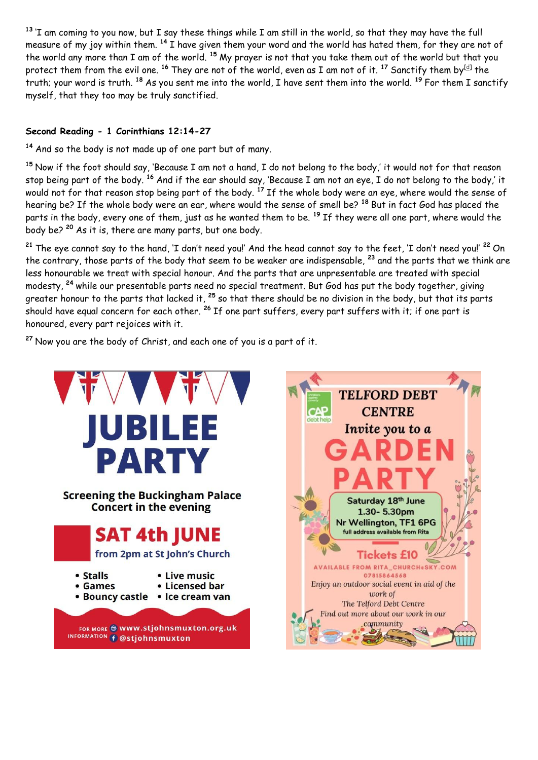[13] 'I am coming to you now, but I say these things while I am still in the world, so that they may have the full measure of my joy within them. [14] I have given them your word and the world has hated them, for they are not of the world any more than I am of the world. [15] My prayer is not that you take them out of the world but that you protect them from the evil one. [16] They are not of the world, even as I am not of it. [17] Sanctify them by[d] the truth; your word is truth. [18] As you sent me into the world, I have sent them into the world. [19] For them I sanctify myself, that they too may be truly sanctified.

**Second Reading - 1 Corinthians 12:14-27**

[14] And so the body is not made up of one part but of many.

[15] Now if the foot should say, 'Because I am not a hand, I do not belong to the body,' it would not for that reason stop being part of the body. [16] And if the ear should say, 'Because I am not an eye, I do not belong to the body,' it would not for that reason stop being part of the body. [17] If the whole body were an eye, where would the sense of hearing be? If the whole body were an ear, where would the sense of smell be? [18] But in fact God has placed the parts in the body, every one of them, just as he wanted them to be. [19] If they were all one part, where would the body be? [20] As it is, there are many parts, but one body.

[21] The eye cannot say to the hand, 'I don't need you!' And the head cannot say to the feet, 'I don't need you!' [22] On the contrary, those parts of the body that seem to be weaker are indispensable, [23] and the parts that we think are less honourable we treat with special honour. And the parts that are unpresentable are treated with special modesty, [24] while our presentable parts need no special treatment. But God has put the body together, giving greater honour to the parts that lacked it, [25] so that there should be no division in the body, but that its parts should have equal concern for each other. [26] If one part suffers, every part suffers with it; if one part is honoured, every part rejoices with it.

[27] Now you are the body of Christ, and each one of you is a part of it.

# JUBILEE PARTY

**Screening the Buckingham Palace Concert in the evening**

**SAT 4th JUNE**

**from 2pm at St John's Church**

- Stalls
- Games
- Bouncy castle
- Live music
- Licensed bar
- Ice cream van

FOR MORE INFORMATION www.stjohnsmuxton.org.uk @stjohnsmuxton

# TELFORD DEBT CENTRE

CAP debt help

*Invite you to a*

# GARDEN PARTY

**Saturday 18th June**
**1.30- 5.30pm**
**Nr Wellington, TF1 6PG**
full address available from Rita

**Tickets £10**

AVAILABLE FROM RITA_CHURCH@SKY.COM
07815864568

*Enjoy an outdoor social event in aid of the work of The Telford Debt Centre*
*Find out more about our work in our community*